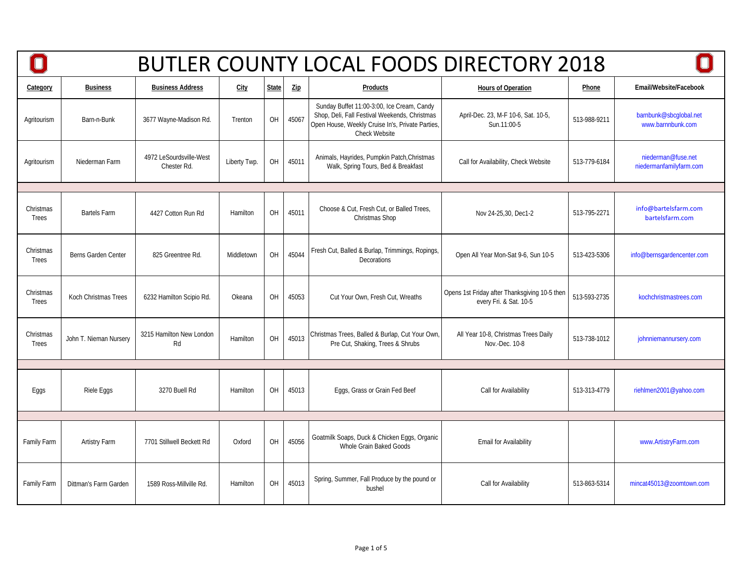# BUTLER COUNTY LOCAL FOODS DIRECTORY 2018

| Category | Business | Business Address | City | State | Zip | Products | Hours of Operation | Phone | Email/Website/Facebook |
|---|---|---|---|---|---|---|---|---|---|
| Agritourism | Barn-n-Bunk | 3677 Wayne-Madison Rd. | Trenton | OH | 45067 | Sunday Buffet 11:00-3:00, Ice Cream, Candy Shop, Deli, Fall Festival Weekends, Christmas Open House, Weekly Cruise In's, Private Parties, Check Website | April-Dec. 23, M-F 10-6, Sat. 10-5, Sun.11:00-5 | 513-988-9211 | barnbunk@sbcglobal.net www.barnnbunk.com |
| Agritourism | Niederman Farm | 4972 LeSourdsville-West Chester Rd. | Liberty Twp. | OH | 45011 | Animals, Hayrides, Pumpkin Patch,Christmas Walk, Spring Tours, Bed & Breakfast | Call for Availability, Check Website | 513-779-6184 | niederman@fuse.net niedermanfamilyfarm.com |
| | | | | | | | | | |
| Christmas Trees | Bartels Farm | 4427 Cotton Run Rd | Hamilton | OH | 45011 | Choose & Cut, Fresh Cut, or Balled Trees, Christmas Shop | Nov 24-25,30, Dec1-2 | 513-795-2271 | info@bartelsfarm.com bartelsfarm.com |
| Christmas Trees | Berns Garden Center | 825 Greentree Rd. | Middletown | OH | 45044 | Fresh Cut, Balled & Burlap, Trimmings, Ropings, Decorations | Open All Year Mon-Sat 9-6, Sun 10-5 | 513-423-5306 | info@bernsgardencenter.com |
| Christmas Trees | Koch Christmas Trees | 6232 Hamilton Scipio Rd. | Okeana | OH | 45053 | Cut Your Own, Fresh Cut, Wreaths | Opens 1st Friday after Thanksgiving 10-5 then every Fri. & Sat. 10-5 | 513-593-2735 | kochchristmastrees.com |
| Christmas Trees | John T. Nieman Nursery | 3215 Hamilton New London Rd | Hamilton | OH | 45013 | Christmas Trees, Balled & Burlap, Cut Your Own, Pre Cut, Shaking, Trees & Shrubs | All Year 10-8, Christmas Trees Daily Nov.-Dec. 10-8 | 513-738-1012 | johnniemannursery.com |
| | | | | | | | | | |
| Eggs | Riele Eggs | 3270 Buell Rd | Hamilton | OH | 45013 | Eggs, Grass or Grain Fed Beef | Call for Availability | 513-313-4779 | riehlmen2001@yahoo.com |
| | | | | | | | | | |
| Family Farm | Artistry Farm | 7701 Stillwell Beckett Rd | Oxford | OH | 45056 | Goatmilk Soaps, Duck & Chicken Eggs, Organic Whole Grain Baked Goods | Email for Availability | | www.ArtistryFarm.com |
| Family Farm | Dittman's Farm Garden | 1589 Ross-Millville Rd. | Hamilton | OH | 45013 | Spring, Summer, Fall Produce by the pound or bushel | Call for Availability | 513-863-5314 | mincat45013@zoomtown.com |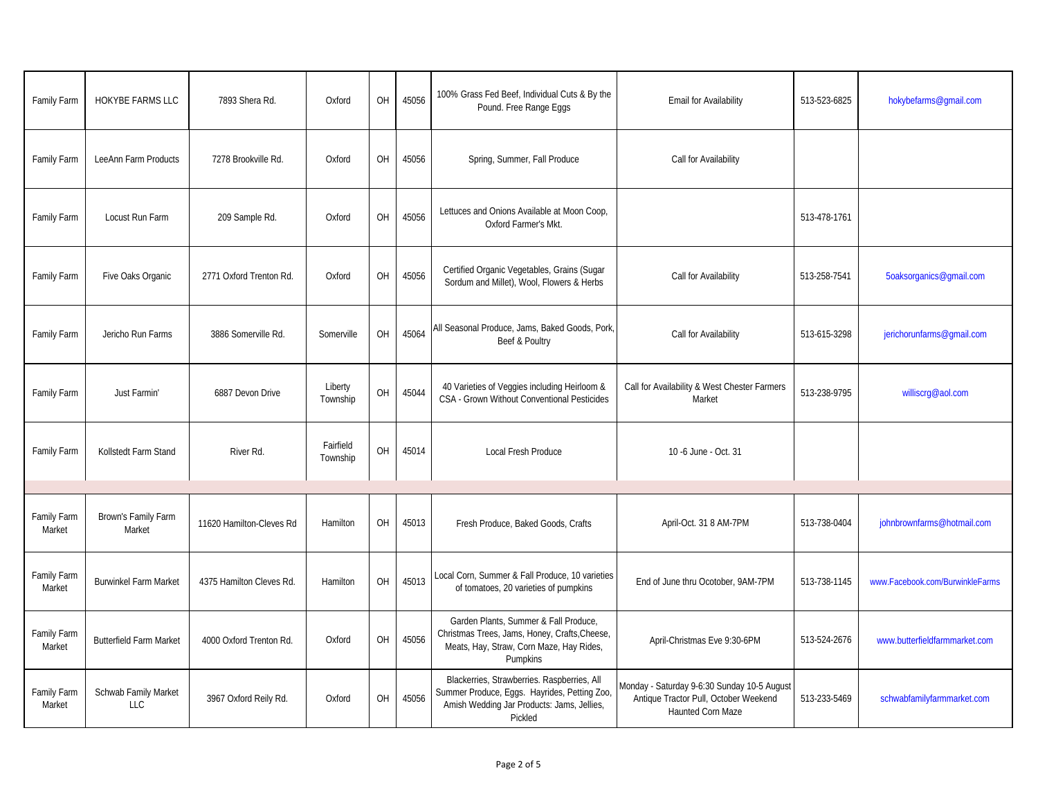| | | | | | | | | | |
|---|---|---|---|---|---|---|---|---|---|
| Family Farm | HOKYBE FARMS LLC | 7893 Shera Rd. | Oxford | OH | 45056 | 100% Grass Fed Beef, Individual Cuts & By the Pound. Free Range Eggs | Email for Availability | 513-523-6825 | hokybefarms@gmail.com |
| Family Farm | LeeAnn Farm Products | 7278 Brookville Rd. | Oxford | OH | 45056 | Spring, Summer, Fall Produce | Call for Availability | | |
| Family Farm | Locust Run Farm | 209 Sample Rd. | Oxford | OH | 45056 | Lettuces and Onions Available at Moon Coop, Oxford Farmer's Mkt. | | 513-478-1761 | |
| Family Farm | Five Oaks Organic | 2771 Oxford Trenton Rd. | Oxford | OH | 45056 | Certified Organic Vegetables, Grains (Sugar Sordum and Millet), Wool, Flowers & Herbs | Call for Availability | 513-258-7541 | 5oaksorganics@gmail.com |
| Family Farm | Jericho Run Farms | 3886 Somerville Rd. | Somerville | OH | 45064 | All Seasonal Produce, Jams, Baked Goods, Pork, Beef & Poultry | Call for Availability | 513-615-3298 | jerichorunfarms@gmail.com |
| Family Farm | Just Farmin' | 6887 Devon Drive | Liberty Township | OH | 45044 | 40 Varieties of Veggies including Heirloom & CSA - Grown Without Conventional Pesticides | Call for Availability & West Chester Farmers Market | 513-238-9795 | williscrg@aol.com |
| Family Farm | Kollstedt Farm Stand | River Rd. | Fairfield Township | OH | 45014 | Local Fresh Produce | 10 -6 June - Oct. 31 | | |
| | | | | | | | | | |
| Family Farm Market | Brown's Family Farm Market | 11620 Hamilton-Cleves Rd | Hamilton | OH | 45013 | Fresh Produce, Baked Goods, Crafts | April-Oct. 31 8 AM-7PM | 513-738-0404 | johnbrownfarms@hotmail.com |
| Family Farm Market | Burwinkel Farm Market | 4375 Hamilton Cleves Rd. | Hamilton | OH | 45013 | Local Corn, Summer & Fall Produce, 10 varieties of tomatoes, 20 varieties of pumpkins | End of June thru Ocotober, 9AM-7PM | 513-738-1145 | www.Facebook.com/BurwinkleFarms |
| Family Farm Market | Butterfield Farm Market | 4000 Oxford Trenton Rd. | Oxford | OH | 45056 | Garden Plants, Summer & Fall Produce, Christmas Trees, Jams, Honey, Crafts,Cheese, Meats, Hay, Straw, Corn Maze, Hay Rides, Pumpkins | April-Christmas Eve 9:30-6PM | 513-524-2676 | www.butterfieldfarmmarket.com |
| Family Farm Market | Schwab Family Market LLC | 3967 Oxford Reily Rd. | Oxford | OH | 45056 | Blackerries, Strawberries. Raspberries, All Summer Produce, Eggs. Hayrides, Petting Zoo, Amish Wedding Jar Products: Jams, Jellies, Pickled | Monday - Saturday 9-6:30 Sunday 10-5 August Antique Tractor Pull, October Weekend Haunted Corn Maze | 513-233-5469 | schwabfamilyfarmmarket.com |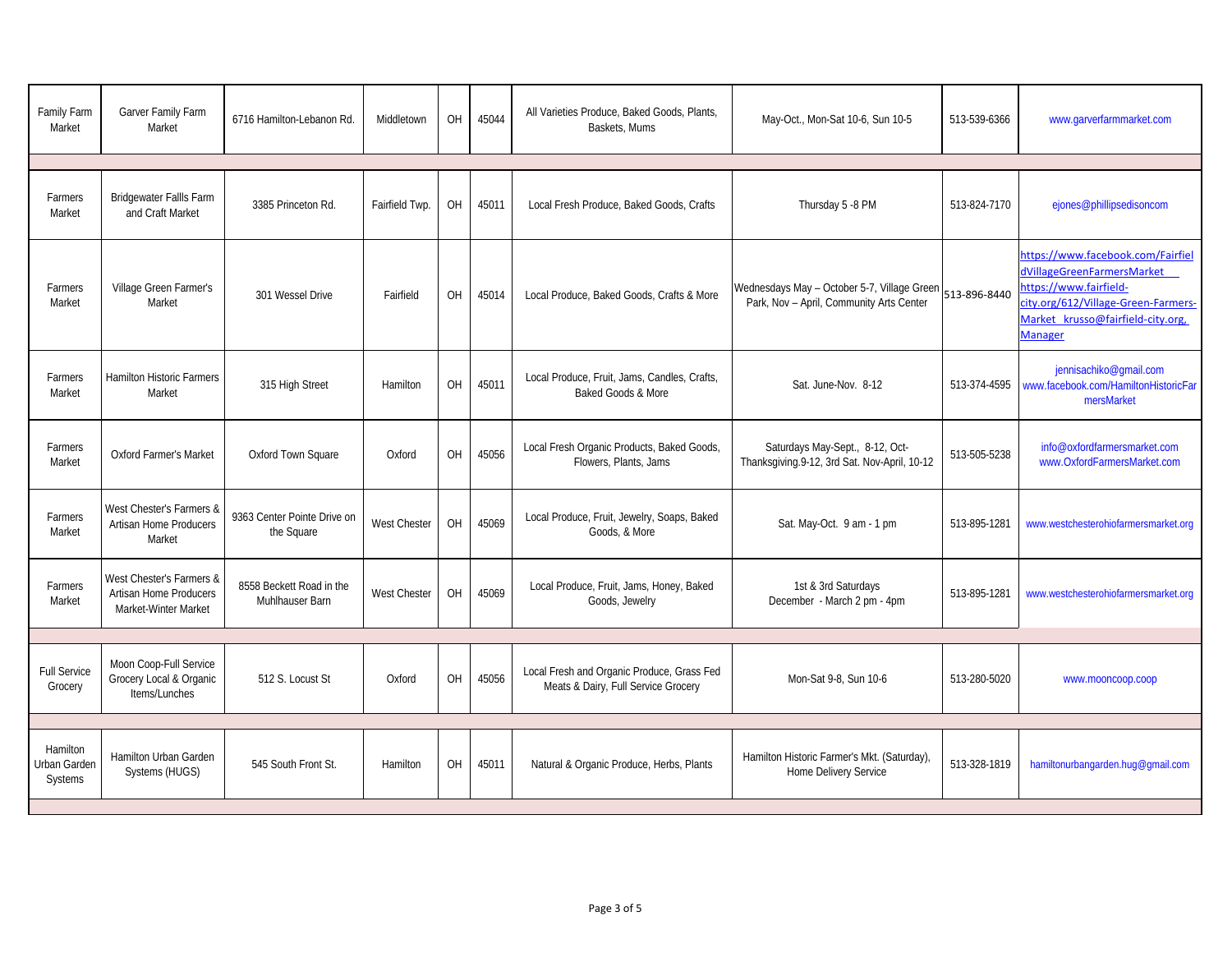| | | | | | | | | | |
|---|---|---|---|---|---|---|---|---|---|
| Family Farm Market | Garver Family Farm Market | 6716 Hamilton-Lebanon Rd. | Middletown | OH | 45044 | All Varieties Produce, Baked Goods, Plants, Baskets, Mums | May-Oct., Mon-Sat 10-6, Sun 10-5 | 513-539-6366 | www.garverfarmmarket.com |
| | | | | | | | | | |
| Farmers Market | Bridgewater Fallls Farm and Craft Market | 3385 Princeton Rd. | Fairfield Twp. | OH | 45011 | Local Fresh Produce, Baked Goods, Crafts | Thursday 5 -8 PM | 513-824-7170 | ejones@phillipsedisoncom |
| Farmers Market | Village Green Farmer's Market | 301 Wessel Drive | Fairfield | OH | 45014 | Local Produce, Baked Goods, Crafts & More | Wednesdays May – October 5-7, Village Green Park, Nov – April, Community Arts Center | 513-896-8440 | https://www.facebook.com/FairfieldVillageGreenFarmersMarket https://www.fairfield-city.org/612/Village-Green-Farmers-Market krusso@fairfield-city.org, Manager |
| Farmers Market | Hamilton Historic Farmers Market | 315 High Street | Hamilton | OH | 45011 | Local Produce, Fruit, Jams, Candles, Crafts, Baked Goods & More | Sat. June-Nov. 8-12 | 513-374-4595 | jennisachiko@gmail.com www.facebook.com/HamiltonHistoricFarmersMarket |
| Farmers Market | Oxford Farmer's Market | Oxford Town Square | Oxford | OH | 45056 | Local Fresh Organic Products, Baked Goods, Flowers, Plants, Jams | Saturdays May-Sept., 8-12, Oct-Thanksgiving.9-12, 3rd Sat. Nov-April, 10-12 | 513-505-5238 | info@oxfordfarmersmarket.com www.OxfordFarmersMarket.com |
| Farmers Market | West Chester's Farmers & Artisan Home Producers Market | 9363 Center Pointe Drive on the Square | West Chester | OH | 45069 | Local Produce, Fruit, Jewelry, Soaps, Baked Goods, & More | Sat. May-Oct. 9 am - 1 pm | 513-895-1281 | www.westchesterohiofarmersmarket.org |
| Farmers Market | West Chester's Farmers & Artisan Home Producers Market-Winter Market | 8558 Beckett Road in the Muhlhauser Barn | West Chester | OH | 45069 | Local Produce, Fruit, Jams, Honey, Baked Goods, Jewelry | 1st & 3rd Saturdays December - March 2 pm - 4pm | 513-895-1281 | www.westchesterohiofarmersmarket.org |
| | | | | | | | | | |
| Full Service Grocery | Moon Coop-Full Service Grocery Local & Organic Items/Lunches | 512 S. Locust St | Oxford | OH | 45056 | Local Fresh and Organic Produce, Grass Fed Meats & Dairy, Full Service Grocery | Mon-Sat 9-8, Sun 10-6 | 513-280-5020 | www.mooncoop.coop |
| | | | | | | | | | |
| Hamilton Urban Garden Systems | Hamilton Urban Garden Systems (HUGS) | 545 South Front St. | Hamilton | OH | 45011 | Natural & Organic Produce, Herbs, Plants | Hamilton Historic Farmer's Mkt. (Saturday), Home Delivery Service | 513-328-1819 | hamiltonurbangarden.hug@gmail.com |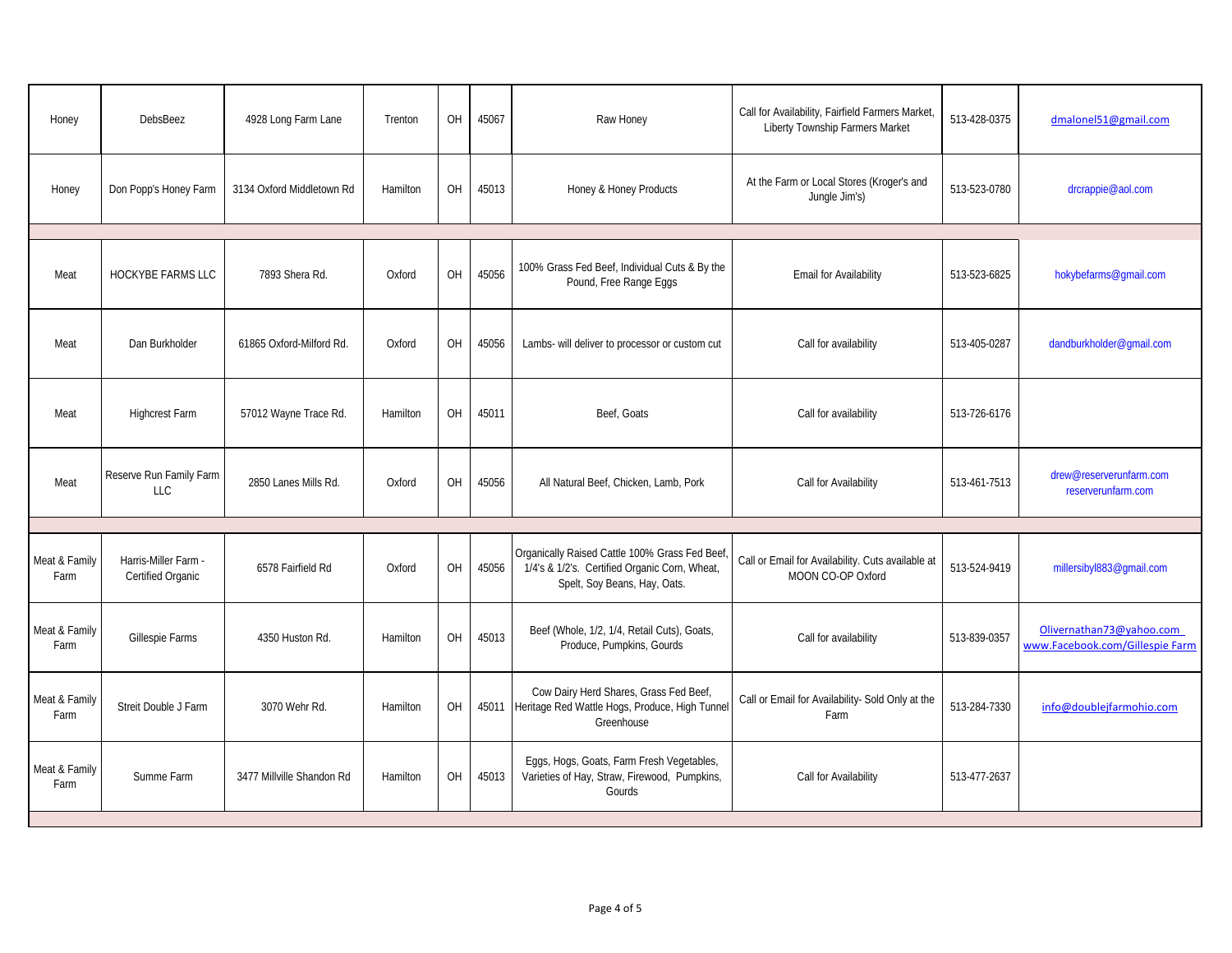| Honey | DebsBeez | 4928 Long Farm Lane | Trenton | OH | 45067 | Raw Honey | Call for Availability, Fairfield Farmers Market, Liberty Township Farmers Market | 513-428-0375 | dmalonel51@gmail.com |
|---|---|---|---|---|---|---|---|---|---|
| Honey | Don Popp's Honey Farm | 3134 Oxford Middletown Rd | Hamilton | OH | 45013 | Honey & Honey Products | At the Farm or Local Stores (Kroger's and Jungle Jim's) | 513-523-0780 | drcrappie@aol.com |
| | | | | | | | | | |
| Meat | HOCKYBE FARMS LLC | 7893 Shera Rd. | Oxford | OH | 45056 | 100% Grass Fed Beef, Individual Cuts & By the Pound, Free Range Eggs | Email for Availability | 513-523-6825 | hokybefarms@gmail.com |
| Meat | Dan Burkholder | 61865 Oxford-Milford Rd. | Oxford | OH | 45056 | Lambs- will deliver to processor or custom cut | Call for availability | 513-405-0287 | dandburkholder@gmail.com |
| Meat | Highcrest Farm | 57012 Wayne Trace Rd. | Hamilton | OH | 45011 | Beef, Goats | Call for availability | 513-726-6176 | |
| Meat | Reserve Run Family Farm LLC | 2850 Lanes Mills Rd. | Oxford | OH | 45056 | All Natural Beef, Chicken, Lamb, Pork | Call for Availability | 513-461-7513 | drew@reserverunfarm.com reserverunfarm.com |
| | | | | | | | | | |
| Meat & Family Farm | Harris-Miller Farm - Certified Organic | 6578 Fairfield Rd | Oxford | OH | 45056 | Organically Raised Cattle 100% Grass Fed Beef, 1/4's & 1/2's. Certified Organic Corn, Wheat, Spelt, Soy Beans, Hay, Oats. | Call or Email for Availability. Cuts available at MOON CO-OP Oxford | 513-524-9419 | millersibyl883@gmail.com |
| Meat & Family Farm | Gillespie Farms | 4350 Huston Rd. | Hamilton | OH | 45013 | Beef (Whole, 1/2, 1/4, Retail Cuts), Goats, Produce, Pumpkins, Gourds | Call for availability | 513-839-0357 | Olivernathan73@yahoo.com www.Facebook.com/Gillespie Farm |
| Meat & Family Farm | Streit Double J Farm | 3070 Wehr Rd. | Hamilton | OH | 45011 | Cow Dairy Herd Shares, Grass Fed Beef, Heritage Red Wattle Hogs, Produce, High Tunnel Greenhouse | Call or Email for Availability- Sold Only at the Farm | 513-284-7330 | info@doublejfarmohio.com |
| Meat & Family Farm | Summe Farm | 3477 Millville Shandon Rd | Hamilton | OH | 45013 | Eggs, Hogs, Goats, Farm Fresh Vegetables, Varieties of Hay, Straw, Firewood, Pumpkins, Gourds | Call for Availability | 513-477-2637 | |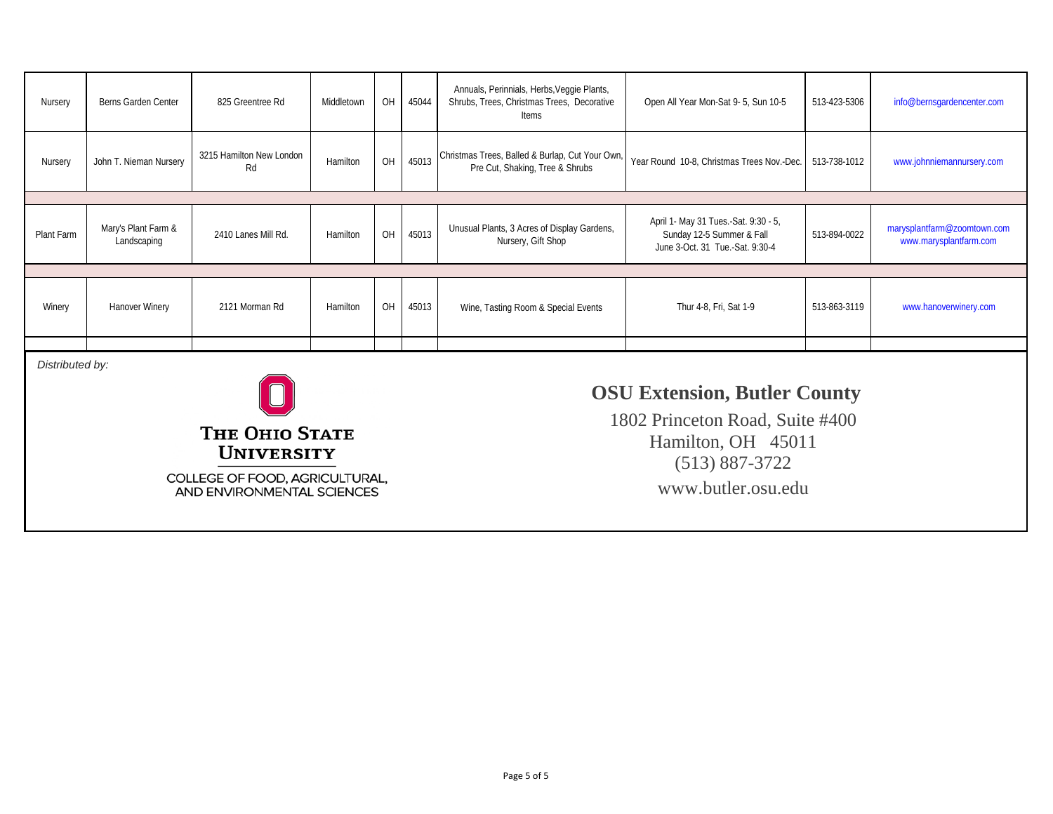| | | | | | | | | | |
|---|---|---|---|---|---|---|---|---|---|
| Nursery | Berns Garden Center | 825 Greentree Rd | Middletown | OH | 45044 | Annuals, Perinnials, Herbs,Veggie Plants, Shrubs, Trees, Christmas Trees, Decorative Items | Open All Year Mon-Sat 9- 5, Sun 10-5 | 513-423-5306 | info@bernsgardencenter.com |
| Nursery | John T. Nieman Nursery | 3215 Hamilton New London Rd | Hamilton | OH | 45013 | Christmas Trees, Balled & Burlap, Cut Your Own, Pre Cut, Shaking, Tree & Shrubs | Year Round 10-8, Christmas Trees Nov.-Dec. | 513-738-1012 | www.johnniemannursery.com |
| | | | | | | | | | |
| Plant Farm | Mary's Plant Farm & Landscaping | 2410 Lanes Mill Rd. | Hamilton | OH | 45013 | Unusual Plants, 3 Acres of Display Gardens, Nursery, Gift Shop | April 1- May 31 Tues.-Sat. 9:30 - 5, Sunday 12-5 Summer & Fall June 3-Oct. 31 Tue.-Sat. 9:30-4 | 513-894-0022 | marysplantfarm@zoomtown.com www.marysplantfarm.com |
| | | | | | | | | | |
| Winery | Hanover Winery | 2121 Morman Rd | Hamilton | OH | 45013 | Wine, Tasting Room & Special Events | Thur 4-8, Fri, Sat 1-9 | 513-863-3119 | www.hanoverwinery.com |
| | | | | | | | | | |

*Distributed by:*

**The Ohio State University**

College of Food, Agricultural, and Environmental Sciences

## OSU Extension, Butler County

1802 Princeton Road, Suite #400
Hamilton, OH 45011
(513) 887-3722
www.butler.osu.edu